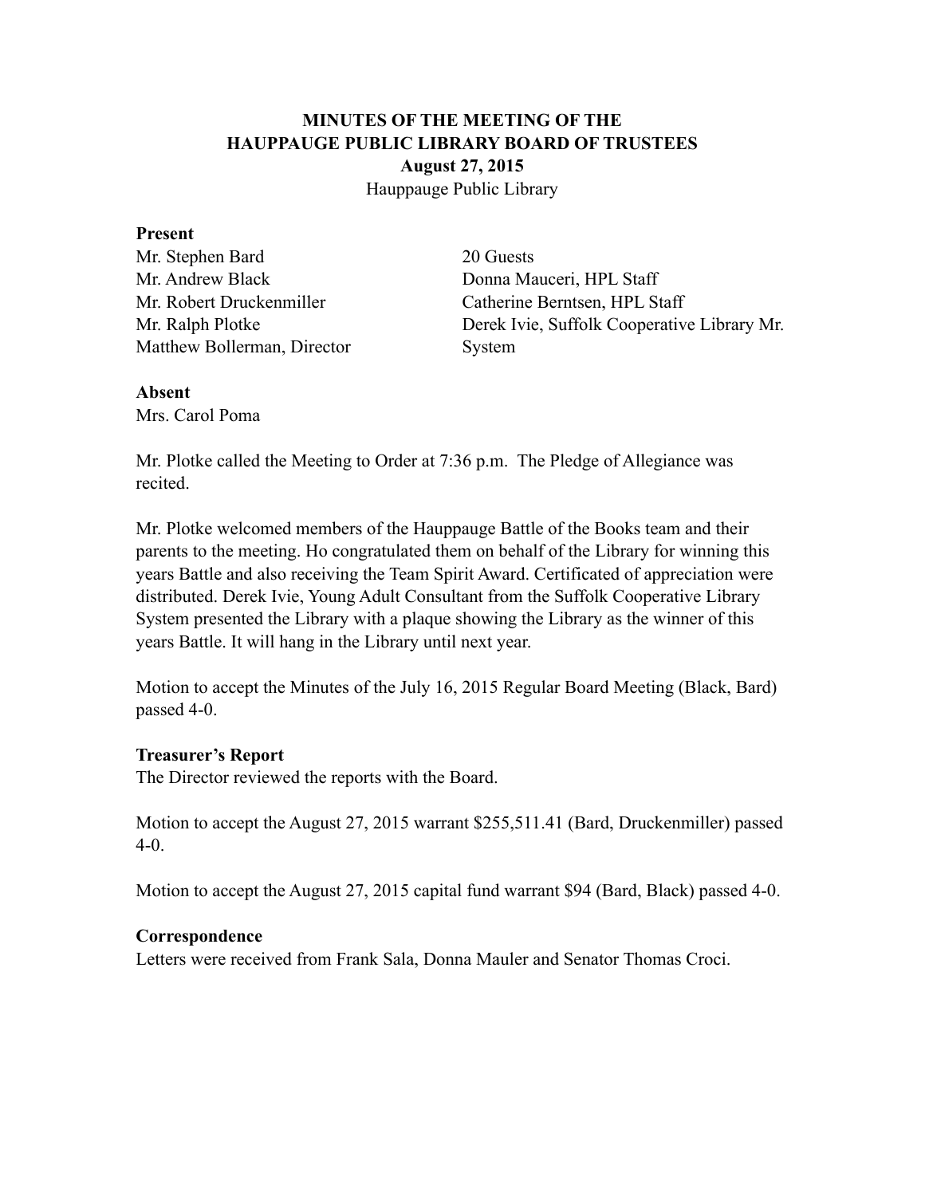**MINUTES OF THE MEETING OF THE**
**HAUPPAUGE PUBLIC LIBRARY BOARD OF TRUSTEES**
**August 27, 2015**
Hauppauge Public Library

**Present**

| | |
|---|---|
| Mr. Stephen Bard | 20 Guests |
| Mr. Andrew Black | Donna Mauceri, HPL Staff |
| Mr. Robert Druckenmiller | Catherine Berntsen, HPL Staff |
| Mr. Ralph Plotke | Derek Ivie, Suffolk Cooperative Library Mr. |
| Matthew Bollerman, Director | System |

**Absent**
Mrs. Carol Poma

Mr. Plotke called the Meeting to Order at 7:36 p.m. The Pledge of Allegiance was recited.

Mr. Plotke welcomed members of the Hauppauge Battle of the Books team and their parents to the meeting. Ho congratulated them on behalf of the Library for winning this years Battle and also receiving the Team Spirit Award. Certificated of appreciation were distributed. Derek Ivie, Young Adult Consultant from the Suffolk Cooperative Library System presented the Library with a plaque showing the Library as the winner of this years Battle. It will hang in the Library until next year.

Motion to accept the Minutes of the July 16, 2015 Regular Board Meeting (Black, Bard) passed 4-0.

**Treasurer's Report**
The Director reviewed the reports with the Board.

Motion to accept the August 27, 2015 warrant $255,511.41 (Bard, Druckenmiller) passed 4-0.

Motion to accept the August 27, 2015 capital fund warrant $94 (Bard, Black) passed 4-0.

**Correspondence**
Letters were received from Frank Sala, Donna Mauler and Senator Thomas Croci.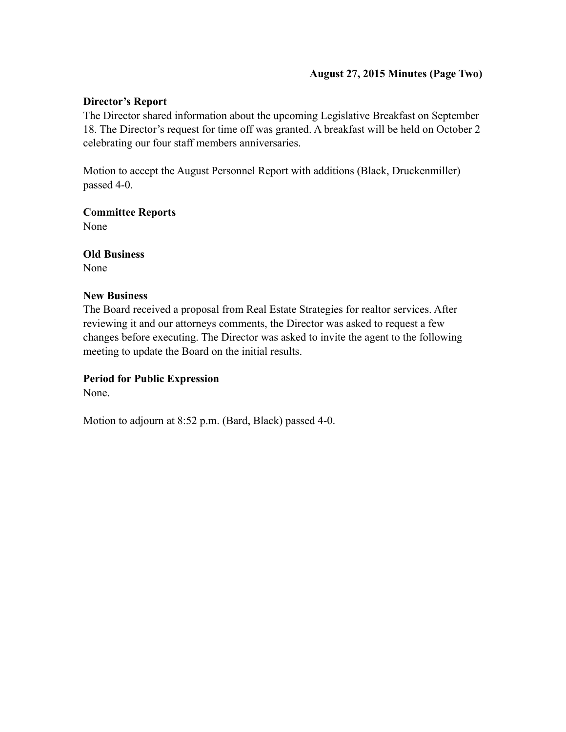**August 27, 2015 Minutes (Page Two)**

**Director's Report**

The Director shared information about the upcoming Legislative Breakfast on September 18. The Director's request for time off was granted. A breakfast will be held on October 2 celebrating our four staff members anniversaries.

Motion to accept the August Personnel Report with additions (Black, Druckenmiller) passed 4-0.

**Committee Reports**

None

**Old Business**

None

**New Business**

The Board received a proposal from Real Estate Strategies for realtor services. After reviewing it and our attorneys comments, the Director was asked to request a few changes before executing. The Director was asked to invite the agent to the following meeting to update the Board on the initial results.

**Period for Public Expression**

None.

Motion to adjourn at 8:52 p.m. (Bard, Black) passed 4-0.